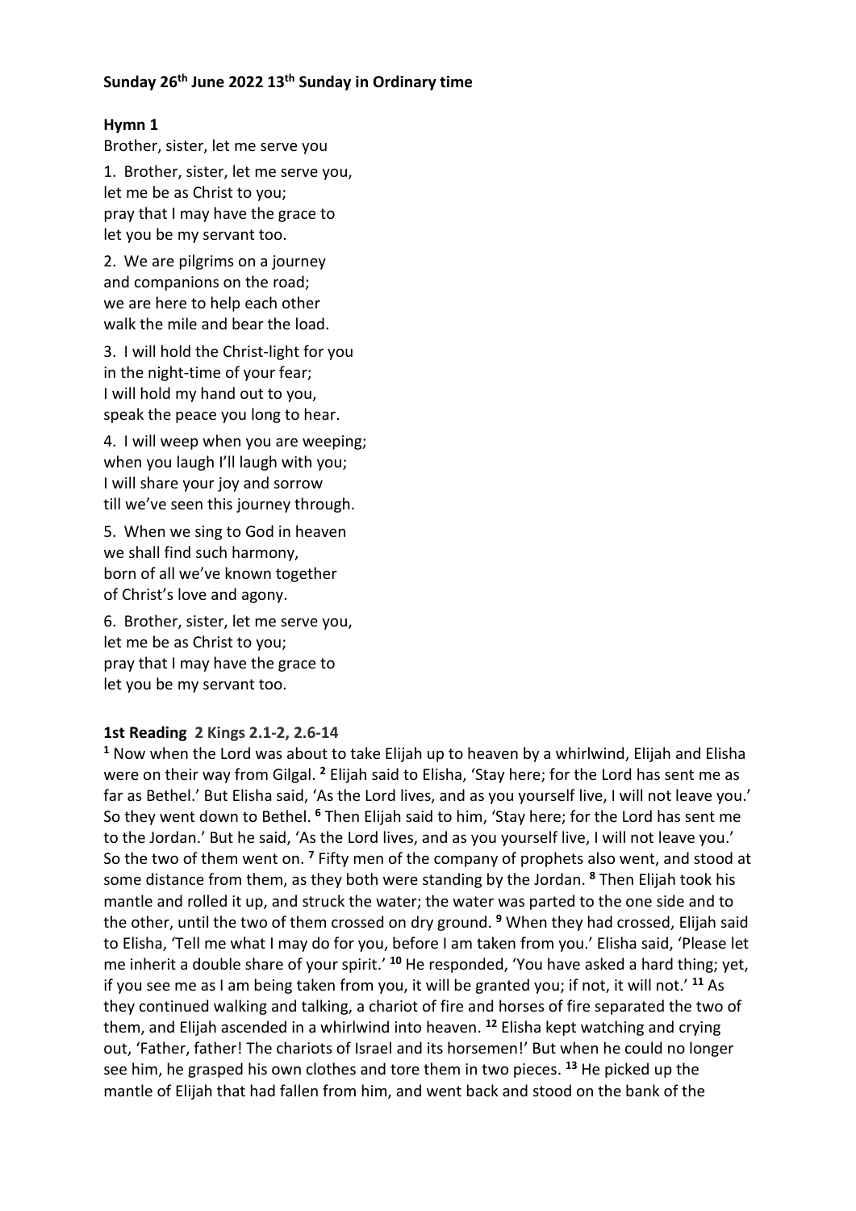**Sunday 26th June 2022 13th Sunday in Ordinary time**

**Hymn 1**

Brother, sister, let me serve you

1. Brother, sister, let me serve you,
let me be as Christ to you;
pray that I may have the grace to
let you be my servant too.

2. We are pilgrims on a journey
and companions on the road;
we are here to help each other
walk the mile and bear the load.

3. I will hold the Christ-light for you
in the night-time of your fear;
I will hold my hand out to you,
speak the peace you long to hear.

4. I will weep when you are weeping;
when you laugh I'll laugh with you;
I will share your joy and sorrow
till we've seen this journey through.

5. When we sing to God in heaven
we shall find such harmony,
born of all we've known together
of Christ's love and agony.

6. Brother, sister, let me serve you,
let me be as Christ to you;
pray that I may have the grace to
let you be my servant too.

**1st Reading 2 Kings 2.1-2, 2.6-14**

**1** Now when the Lord was about to take Elijah up to heaven by a whirlwind, Elijah and Elisha were on their way from Gilgal. **2** Elijah said to Elisha, 'Stay here; for the Lord has sent me as far as Bethel.' But Elisha said, 'As the Lord lives, and as you yourself live, I will not leave you.' So they went down to Bethel. **6** Then Elijah said to him, 'Stay here; for the Lord has sent me to the Jordan.' But he said, 'As the Lord lives, and as you yourself live, I will not leave you.' So the two of them went on. **7** Fifty men of the company of prophets also went, and stood at some distance from them, as they both were standing by the Jordan. **8** Then Elijah took his mantle and rolled it up, and struck the water; the water was parted to the one side and to the other, until the two of them crossed on dry ground. **9** When they had crossed, Elijah said to Elisha, 'Tell me what I may do for you, before I am taken from you.' Elisha said, 'Please let me inherit a double share of your spirit.' **10** He responded, 'You have asked a hard thing; yet, if you see me as I am being taken from you, it will be granted you; if not, it will not.' **11** As they continued walking and talking, a chariot of fire and horses of fire separated the two of them, and Elijah ascended in a whirlwind into heaven. **12** Elisha kept watching and crying out, 'Father, father! The chariots of Israel and its horsemen!' But when he could no longer see him, he grasped his own clothes and tore them in two pieces. **13** He picked up the mantle of Elijah that had fallen from him, and went back and stood on the bank of the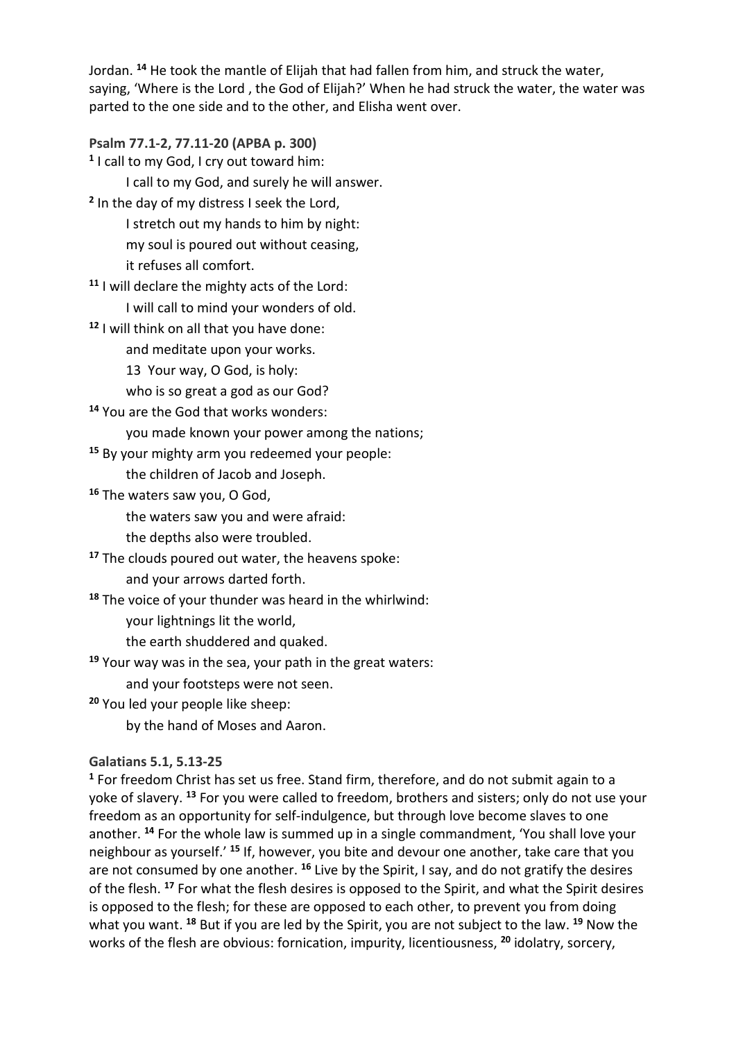Jordan. [14] He took the mantle of Elijah that had fallen from him, and struck the water, saying, 'Where is the Lord , the God of Elijah?' When he had struck the water, the water was parted to the one side and to the other, and Elisha went over.

**Psalm 77.1-2, 77.11-20 (APBA p. 300)**

[1] I call to my God, I cry out toward him:
 I call to my God, and surely he will answer.
[2] In the day of my distress I seek the Lord,
 I stretch out my hands to him by night:
 my soul is poured out without ceasing,
 it refuses all comfort.
[11] I will declare the mighty acts of the Lord:
 I will call to mind your wonders of old.
[12] I will think on all that you have done:
 and meditate upon your works.
 13 Your way, O God, is holy:
 who is so great a god as our God?
[14] You are the God that works wonders:
 you made known your power among the nations;
[15] By your mighty arm you redeemed your people:
 the children of Jacob and Joseph.
[16] The waters saw you, O God,
 the waters saw you and were afraid:
 the depths also were troubled.
[17] The clouds poured out water, the heavens spoke:
 and your arrows darted forth.
[18] The voice of your thunder was heard in the whirlwind:
 your lightnings lit the world,
 the earth shuddered and quaked.
[19] Your way was in the sea, your path in the great waters:
 and your footsteps were not seen.
[20] You led your people like sheep:
 by the hand of Moses and Aaron.

**Galatians 5.1, 5.13-25**

[1] For freedom Christ has set us free. Stand firm, therefore, and do not submit again to a yoke of slavery. [13] For you were called to freedom, brothers and sisters; only do not use your freedom as an opportunity for self-indulgence, but through love become slaves to one another. [14] For the whole law is summed up in a single commandment, 'You shall love your neighbour as yourself.' [15] If, however, you bite and devour one another, take care that you are not consumed by one another. [16] Live by the Spirit, I say, and do not gratify the desires of the flesh. [17] For what the flesh desires is opposed to the Spirit, and what the Spirit desires is opposed to the flesh; for these are opposed to each other, to prevent you from doing what you want. [18] But if you are led by the Spirit, you are not subject to the law. [19] Now the works of the flesh are obvious: fornication, impurity, licentiousness, [20] idolatry, sorcery,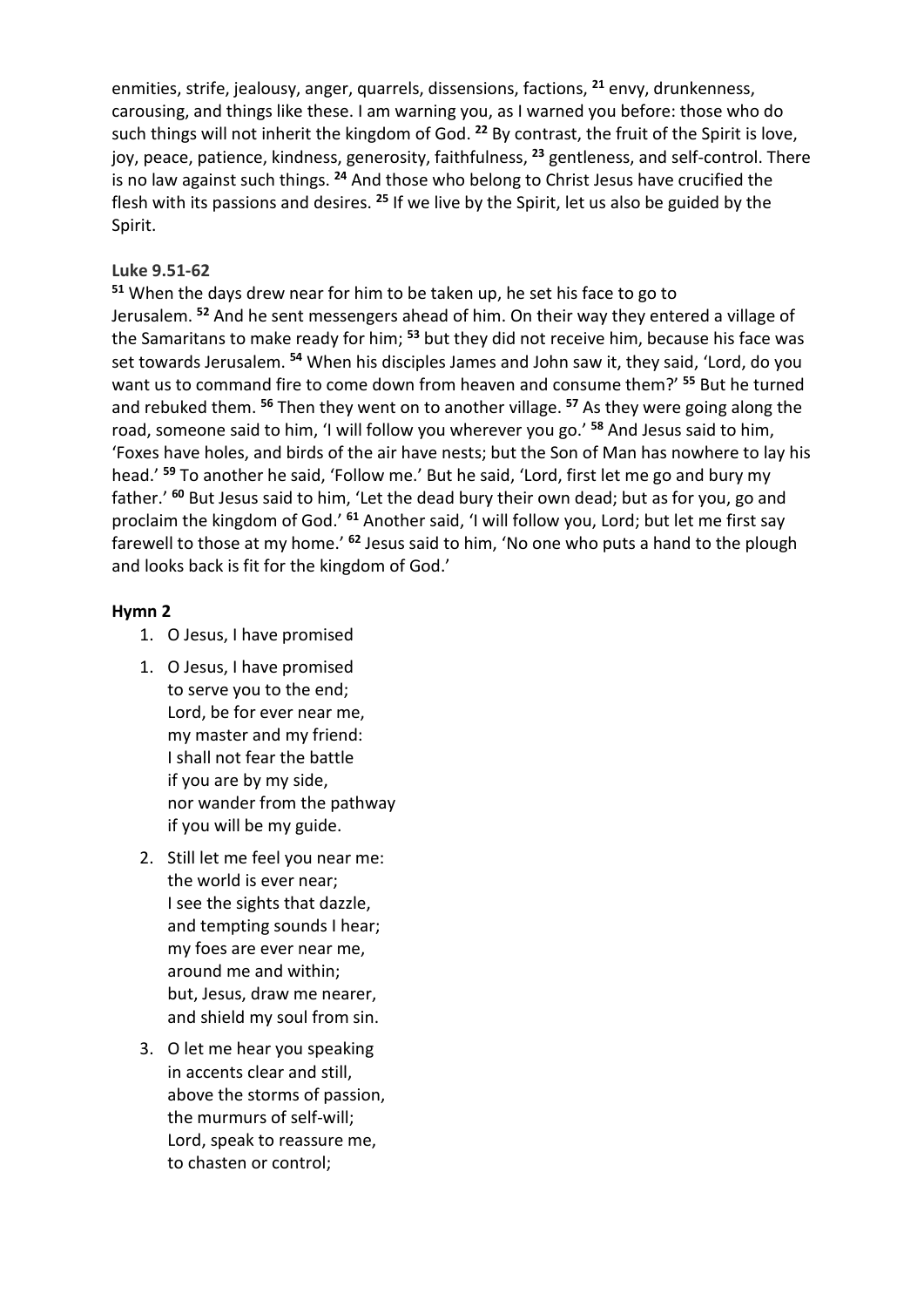enmities, strife, jealousy, anger, quarrels, dissensions, factions, [21] envy, drunkenness, carousing, and things like these. I am warning you, as I warned you before: those who do such things will not inherit the kingdom of God. [22] By contrast, the fruit of the Spirit is love, joy, peace, patience, kindness, generosity, faithfulness, [23] gentleness, and self-control. There is no law against such things. [24] And those who belong to Christ Jesus have crucified the flesh with its passions and desires. [25] If we live by the Spirit, let us also be guided by the Spirit.

**Luke 9.51-62**

[51] When the days drew near for him to be taken up, he set his face to go to Jerusalem. [52] And he sent messengers ahead of him. On their way they entered a village of the Samaritans to make ready for him; [53] but they did not receive him, because his face was set towards Jerusalem. [54] When his disciples James and John saw it, they said, 'Lord, do you want us to command fire to come down from heaven and consume them?' [55] But he turned and rebuked them. [56] Then they went on to another village. [57] As they were going along the road, someone said to him, 'I will follow you wherever you go.' [58] And Jesus said to him, 'Foxes have holes, and birds of the air have nests; but the Son of Man has nowhere to lay his head.' [59] To another he said, 'Follow me.' But he said, 'Lord, first let me go and bury my father.' [60] But Jesus said to him, 'Let the dead bury their own dead; but as for you, go and proclaim the kingdom of God.' [61] Another said, 'I will follow you, Lord; but let me first say farewell to those at my home.' [62] Jesus said to him, 'No one who puts a hand to the plough and looks back is fit for the kingdom of God.'

## Hymn 2

1. O Jesus, I have promised

1. O Jesus, I have promised
   to serve you to the end;
   Lord, be for ever near me,
   my master and my friend:
   I shall not fear the battle
   if you are by my side,
   nor wander from the pathway
   if you will be my guide.

2. Still let me feel you near me:
   the world is ever near;
   I see the sights that dazzle,
   and tempting sounds I hear;
   my foes are ever near me,
   around me and within;
   but, Jesus, draw me nearer,
   and shield my soul from sin.

3. O let me hear you speaking
   in accents clear and still,
   above the storms of passion,
   the murmurs of self-will;
   Lord, speak to reassure me,
   to chasten or control;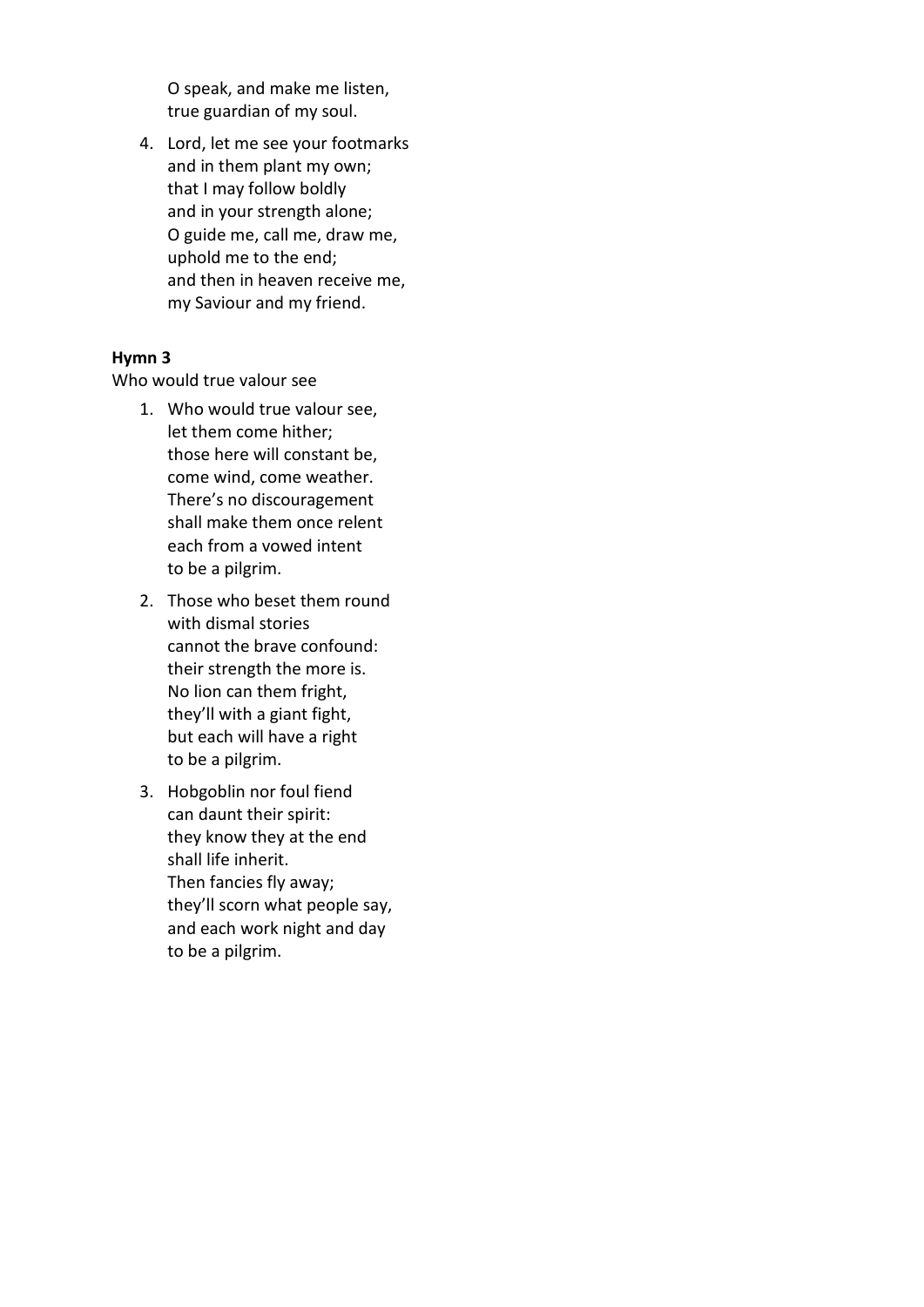O speak, and make me listen,
true guardian of my soul.

4. Lord, let me see your footmarks
   and in them plant my own;
   that I may follow boldly
   and in your strength alone;
   O guide me, call me, draw me,
   uphold me to the end;
   and then in heaven receive me,
   my Saviour and my friend.

**Hymn 3**

Who would true valour see

1. Who would true valour see,
   let them come hither;
   those here will constant be,
   come wind, come weather.
   There's no discouragement
   shall make them once relent
   each from a vowed intent
   to be a pilgrim.

2. Those who beset them round
   with dismal stories
   cannot the brave confound:
   their strength the more is.
   No lion can them fright,
   they'll with a giant fight,
   but each will have a right
   to be a pilgrim.

3. Hobgoblin nor foul fiend
   can daunt their spirit:
   they know they at the end
   shall life inherit.
   Then fancies fly away;
   they'll scorn what people say,
   and each work night and day
   to be a pilgrim.